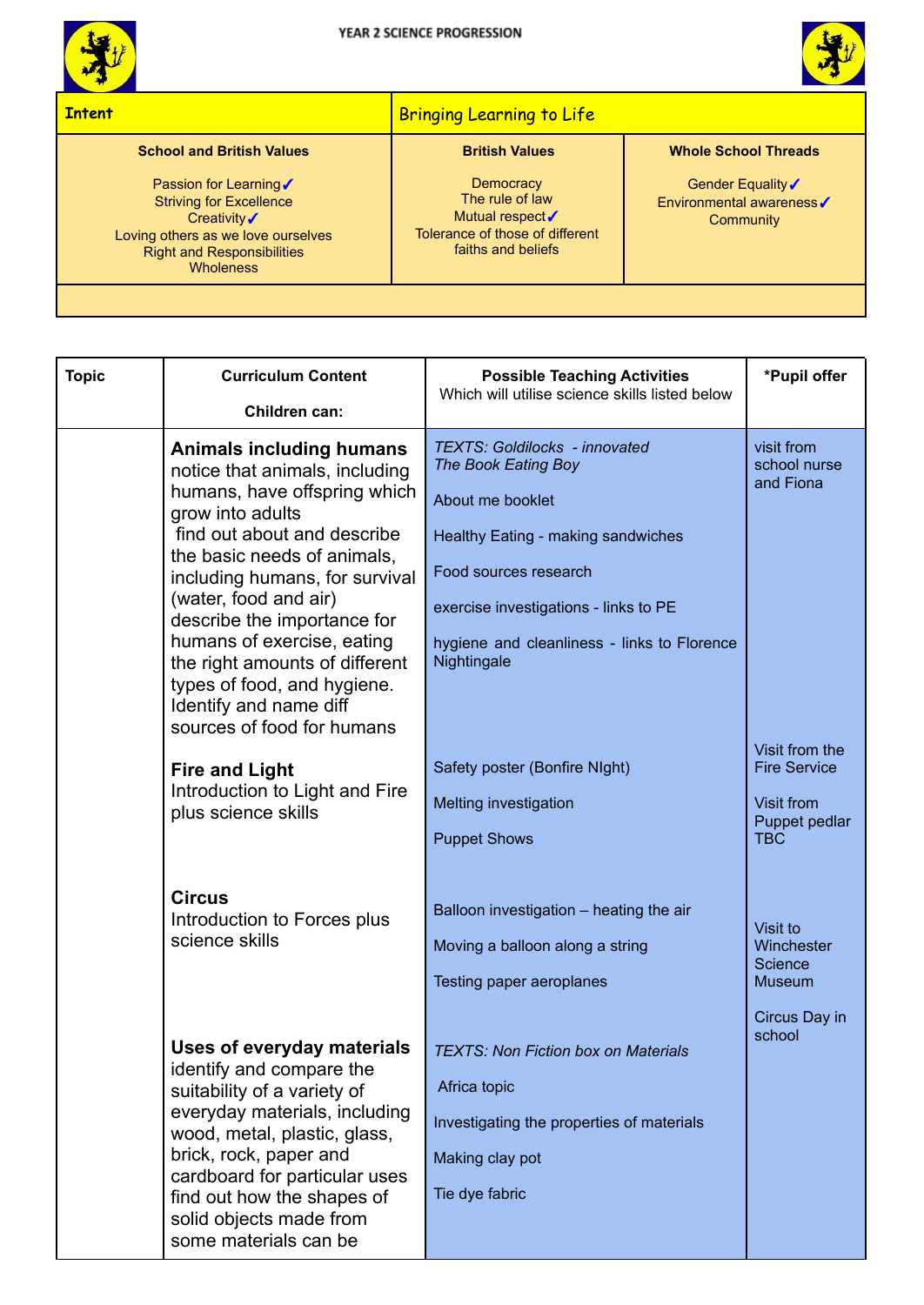# YEAR 2 SCIENCE PROGRESSION

| Intent | Bringing Learning to Life | |
|---|---|---|
| **School and British Values**<br><br>Passion for Learning ✓<br>Striving for Excellence<br>Creativity ✓<br>Loving others as we love ourselves<br>Right and Responsibilities<br>Wholeness | **British Values**<br><br>Democracy<br>The rule of law<br>Mutual respect ✓<br>Tolerance of those of different faiths and beliefs | **Whole School Threads**<br><br>Gender Equality ✓<br>Environmental awareness ✓<br>Community |

| Topic | Curriculum Content<br><br>Children can: | Possible Teaching Activities<br>Which will utilise science skills listed below | *Pupil offer |
|---|---|---|---|
| | **Animals including humans**<br>notice that animals, including humans, have offspring which grow into adults<br>find out about and describe the basic needs of animals, including humans, for survival (water, food and air)<br>describe the importance for humans of exercise, eating the right amounts of different types of food, and hygiene.<br>Identify and name diff sources of food for humans | *TEXTS: Goldilocks - innovated*<br>*The Book Eating Boy*<br><br>About me booklet<br><br>Healthy Eating - making sandwiches<br><br>Food sources research<br><br>exercise investigations - links to PE<br><br>hygiene and cleanliness - links to Florence Nightingale | visit from school nurse and Fiona |
| | **Fire and Light**<br>Introduction to Light and Fire plus science skills | Safety poster (Bonfire NIght)<br><br>Melting investigation<br><br>Puppet Shows | Visit from the Fire Service<br><br>Visit from Puppet pedlar TBC |
| | **Circus**<br>Introduction to Forces plus science skills | Balloon investigation – heating the air<br><br>Moving a balloon along a string<br><br>Testing paper aeroplanes | Visit to Winchester Science Museum<br><br>Circus Day in school |
| | **Uses of everyday materials**<br>identify and compare the suitability of a variety of everyday materials, including wood, metal, plastic, glass, brick, rock, paper and cardboard for particular uses<br>find out how the shapes of solid objects made from some materials can be | *TEXTS: Non Fiction box on Materials*<br><br>Africa topic<br><br>Investigating the properties of materials<br><br>Making clay pot<br><br>Tie dye fabric | |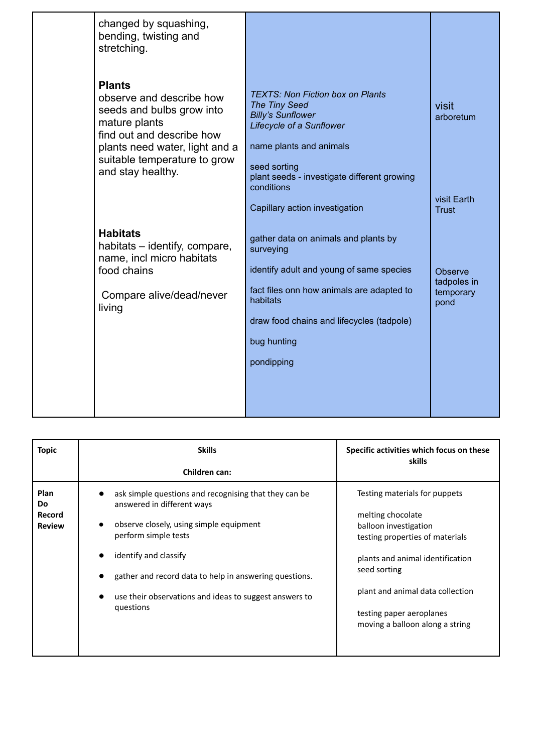| | | | |
|---|---|---|---|
| | changed by squashing, bending, twisting and stretching.<br><br>**Plants**<br>observe and describe how seeds and bulbs grow into mature plants<br>find out and describe how plants need water, light and a suitable temperature to grow and stay healthy.<br><br>**Habitats**<br>habitats – identify, compare, name, incl micro habitats<br>food chains<br><br>Compare alive/dead/never living | *TEXTS: Non Fiction box on Plants*<br>*The Tiny Seed*<br>*Billy's Sunflower*<br>*Lifecycle of a Sunflower*<br><br>name plants and animals<br><br>seed sorting<br>plant seeds - investigate different growing conditions<br><br>Capillary action investigation<br><br>gather data on animals and plants by surveying<br><br>identify adult and young of same species<br><br>fact files onn how animals are adapted to habitats<br><br>draw food chains and lifecycles (tadpole)<br><br>bug hunting<br><br>pondipping | visit arboretum<br><br>visit Earth Trust<br><br>Observe tadpoles in temporary pond |

| **Topic** | **Skills**<br><br>**Children can:** | **Specific activities which focus on these skills** |
|---|---|---|
| **Plan**<br>**Do**<br>**Record**<br>**Review** | • ask simple questions and recognising that they can be answered in different ways<br><br>• observe closely, using simple equipment perform simple tests<br><br>• identify and classify<br><br>• gather and record data to help in answering questions.<br><br>• use their observations and ideas to suggest answers to questions | Testing materials for puppets<br><br>melting chocolate<br>balloon investigation<br>testing properties of materials<br><br>plants and animal identification<br>seed sorting<br><br>plant and animal data collection<br><br>testing paper aeroplanes<br>moving a balloon along a string |